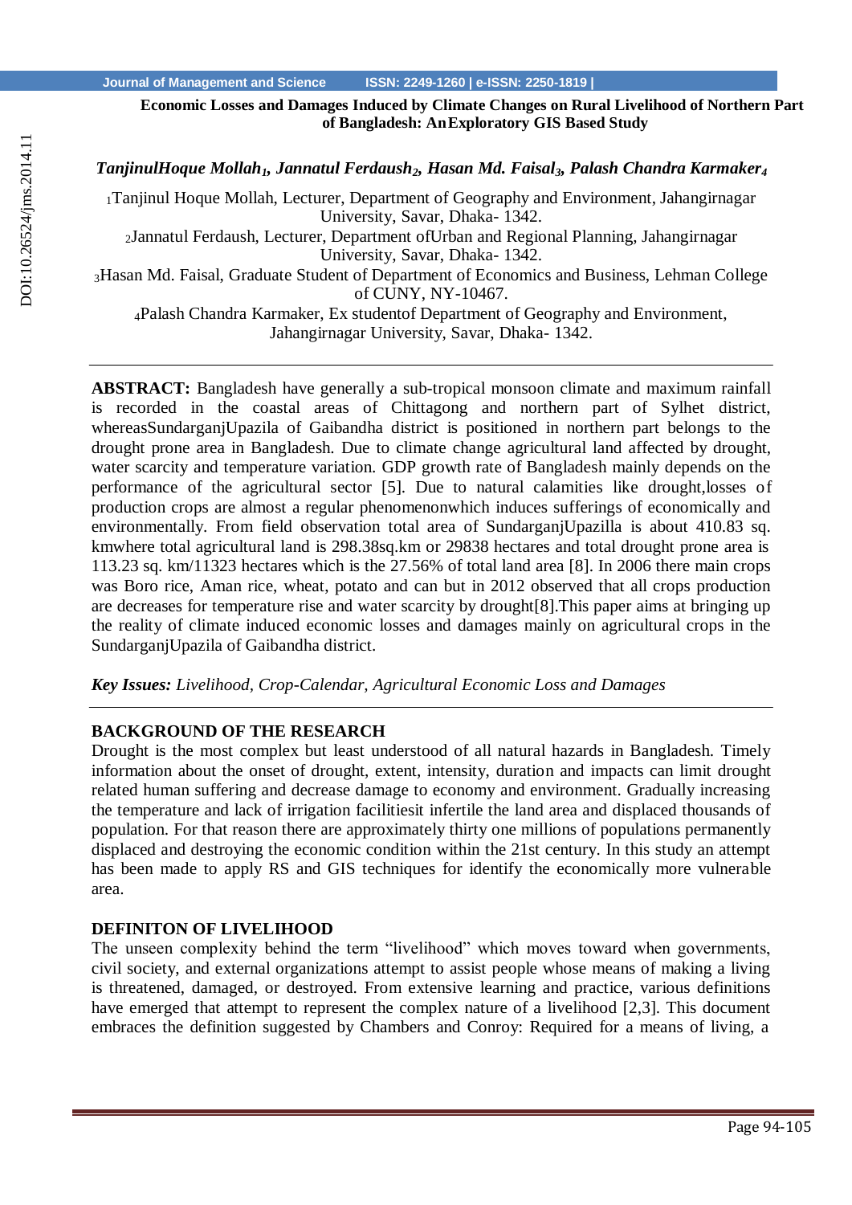# Economic Losses and Damages Induced by Climate Changes on Rural Livelihood of Northern Part of Bangladesh: AnExploratory GIS Based Study

***TanjinulHoque Mollah[1], Jannatul Ferdaush[2], Hasan Md. Faisal[3], Palash Chandra Karmaker[4]***

[1]Tanjinul Hoque Mollah, Lecturer, Department of Geography and Environment, Jahangirnagar University, Savar, Dhaka- 1342.

[2]Jannatul Ferdaush, Lecturer, Department ofUrban and Regional Planning, Jahangirnagar University, Savar, Dhaka- 1342.

[3]Hasan Md. Faisal, Graduate Student of Department of Economics and Business, Lehman College of CUNY, NY-10467.

[4]Palash Chandra Karmaker, Ex studentof Department of Geography and Environment, Jahangirnagar University, Savar, Dhaka- 1342.

---

**ABSTRACT:** Bangladesh have generally a sub-tropical monsoon climate and maximum rainfall is recorded in the coastal areas of Chittagong and northern part of Sylhet district, whereasSundarganjUpazila of Gaibandha district is positioned in northern part belongs to the drought prone area in Bangladesh. Due to climate change agricultural land affected by drought, water scarcity and temperature variation. GDP growth rate of Bangladesh mainly depends on the performance of the agricultural sector [5]. Due to natural calamities like drought,losses of production crops are almost a regular phenomenonwhich induces sufferings of economically and environmentally. From field observation total area of SundarganjUpazilla is about 410.83 sq. kmwhere total agricultural land is 298.38sq.km or 29838 hectares and total drought prone area is 113.23 sq. km/11323 hectares which is the 27.56% of total land area [8]. In 2006 there main crops was Boro rice, Aman rice, wheat, potato and can but in 2012 observed that all crops production are decreases for temperature rise and water scarcity by drought[8].This paper aims at bringing up the reality of climate induced economic losses and damages mainly on agricultural crops in the SundarganjUpazila of Gaibandha district.

***Key Issues:*** *Livelihood, Crop-Calendar, Agricultural Economic Loss and Damages*

---

## BACKGROUND OF THE RESEARCH

Drought is the most complex but least understood of all natural hazards in Bangladesh. Timely information about the onset of drought, extent, intensity, duration and impacts can limit drought related human suffering and decrease damage to economy and environment. Gradually increasing the temperature and lack of irrigation facilitiesit infertile the land area and displaced thousands of population. For that reason there are approximately thirty one millions of populations permanently displaced and destroying the economic condition within the 21st century. In this study an attempt has been made to apply RS and GIS techniques for identify the economically more vulnerable area.

## DEFINITON OF LIVELIHOOD

The unseen complexity behind the term "livelihood" which moves toward when governments, civil society, and external organizations attempt to assist people whose means of making a living is threatened, damaged, or destroyed. From extensive learning and practice, various definitions have emerged that attempt to represent the complex nature of a livelihood [2,3]. This document embraces the definition suggested by Chambers and Conroy: Required for a means of living, a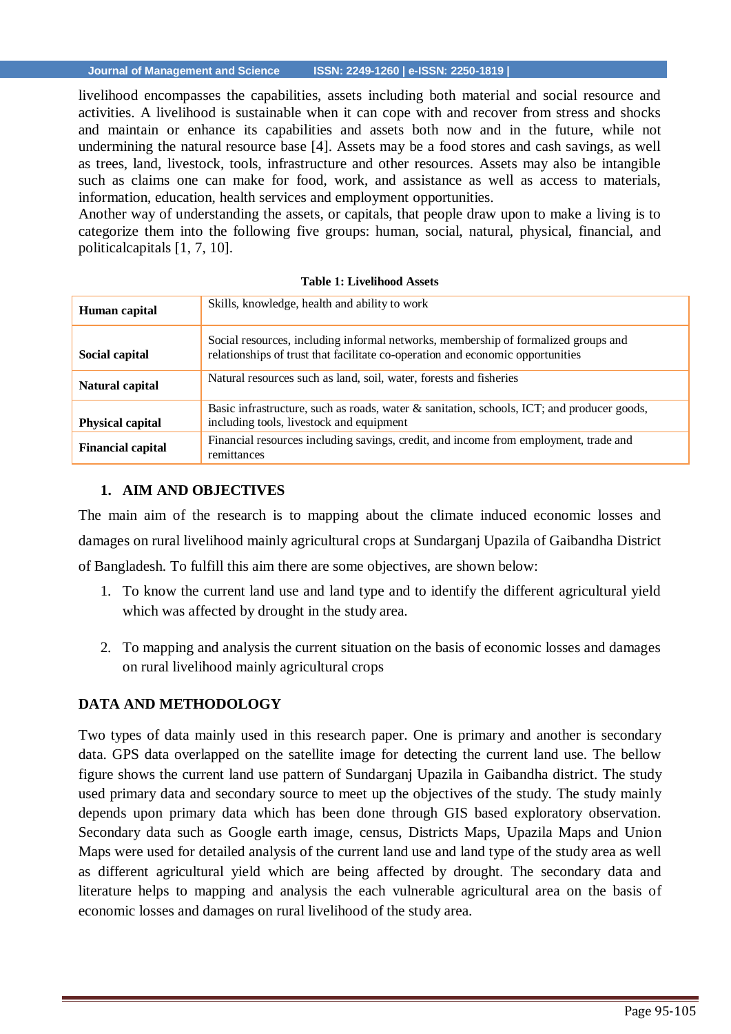livelihood encompasses the capabilities, assets including both material and social resource and activities. A livelihood is sustainable when it can cope with and recover from stress and shocks and maintain or enhance its capabilities and assets both now and in the future, while not undermining the natural resource base [4]. Assets may be a food stores and cash savings, as well as trees, land, livestock, tools, infrastructure and other resources. Assets may also be intangible such as claims one can make for food, work, and assistance as well as access to materials, information, education, health services and employment opportunities.
Another way of understanding the assets, or capitals, that people draw upon to make a living is to categorize them into the following five groups: human, social, natural, physical, financial, and politicalcapitals [1, 7, 10].

**Table 1: Livelihood Assets**

| | |
|---|---|
| **Human capital** | Skills, knowledge, health and ability to work |
| **Social capital** | Social resources, including informal networks, membership of formalized groups and relationships of trust that facilitate co-operation and economic opportunities |
| **Natural capital** | Natural resources such as land, soil, water, forests and fisheries |
| **Physical capital** | Basic infrastructure, such as roads, water & sanitation, schools, ICT; and producer goods, including tools, livestock and equipment |
| **Financial capital** | Financial resources including savings, credit, and income from employment, trade and remittances |

## 1. AIM AND OBJECTIVES

The main aim of the research is to mapping about the climate induced economic losses and damages on rural livelihood mainly agricultural crops at Sundarganj Upazila of Gaibandha District of Bangladesh. To fulfill this aim there are some objectives, are shown below:

1. To know the current land use and land type and to identify the different agricultural yield which was affected by drought in the study area.
2. To mapping and analysis the current situation on the basis of economic losses and damages on rural livelihood mainly agricultural crops

## DATA AND METHODOLOGY

Two types of data mainly used in this research paper. One is primary and another is secondary data. GPS data overlapped on the satellite image for detecting the current land use. The bellow figure shows the current land use pattern of Sundarganj Upazila in Gaibandha district. The study used primary data and secondary source to meet up the objectives of the study. The study mainly depends upon primary data which has been done through GIS based exploratory observation. Secondary data such as Google earth image, census, Districts Maps, Upazila Maps and Union Maps were used for detailed analysis of the current land use and land type of the study area as well as different agricultural yield which are being affected by drought. The secondary data and literature helps to mapping and analysis the each vulnerable agricultural area on the basis of economic losses and damages on rural livelihood of the study area.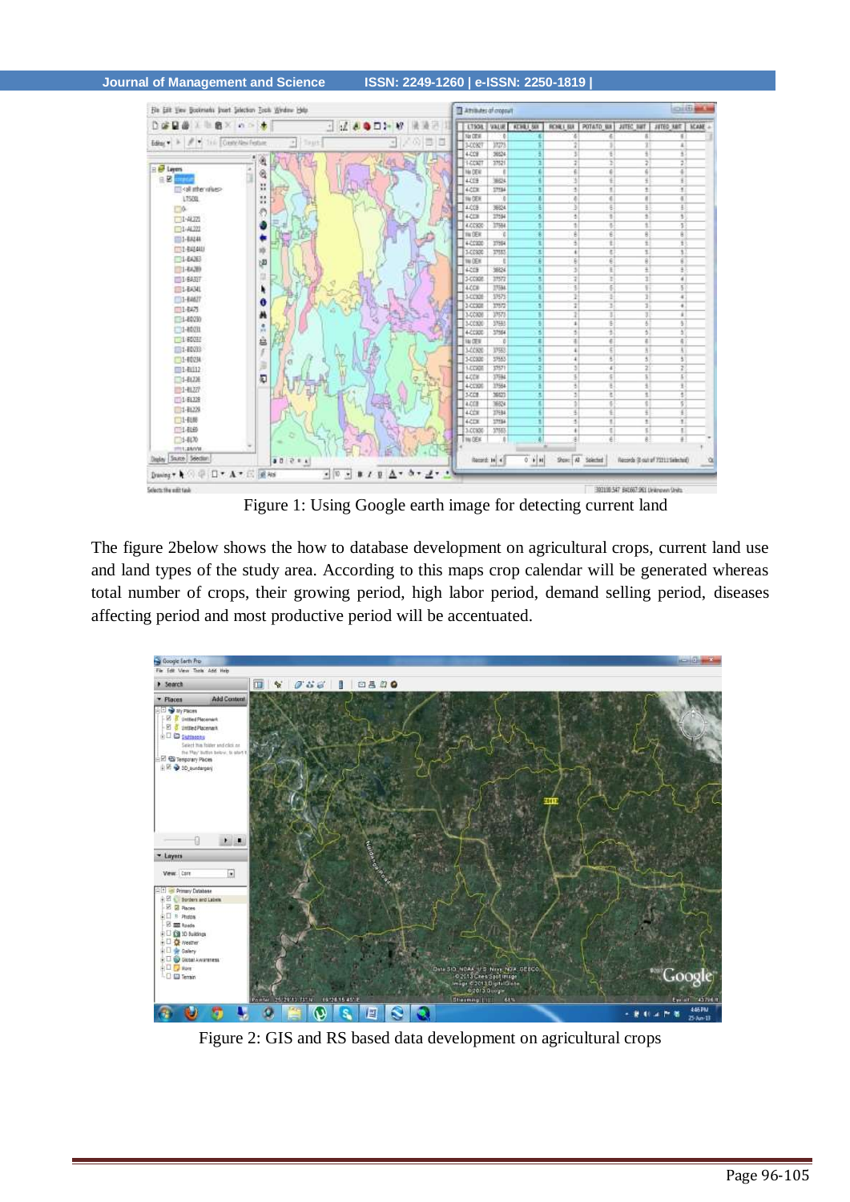Figure 1: Using Google earth image for detecting current land

The figure 2below shows the how to database development on agricultural crops, current land use and land types of the study area. According to this maps crop calendar will be generated whereas total number of crops, their growing period, high labor period, demand selling period, diseases affecting period and most productive period will be accentuated.

Figure 2: GIS and RS based data development on agricultural crops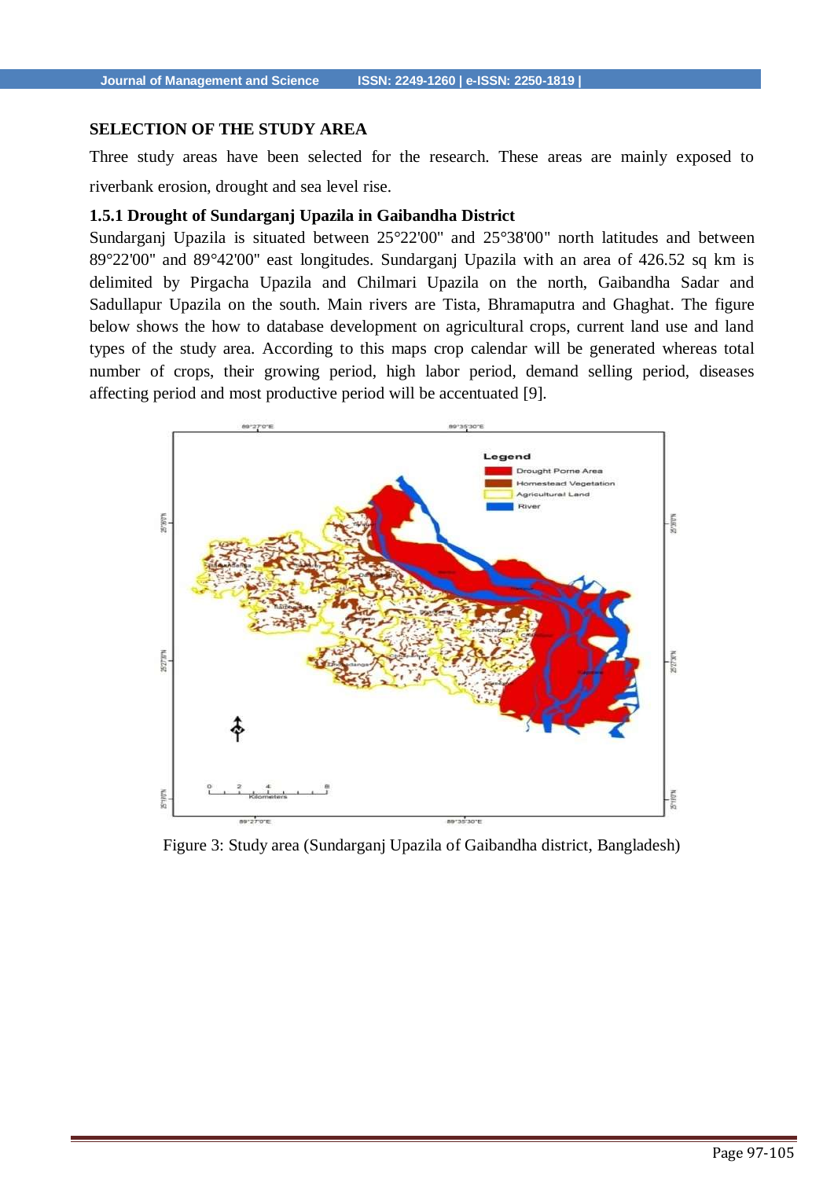## SELECTION OF THE STUDY AREA

Three study areas have been selected for the research. These areas are mainly exposed to riverbank erosion, drought and sea level rise.

### 1.5.1 Drought of Sundarganj Upazila in Gaibandha District

Sundarganj Upazila is situated between 25°22'00" and 25°38'00" north latitudes and between 89°22'00" and 89°42'00" east longitudes. Sundarganj Upazila with an area of 426.52 sq km is delimited by Pirgacha Upazila and Chilmari Upazila on the north, Gaibandha Sadar and Sadullapur Upazila on the south. Main rivers are Tista, Bhramaputra and Ghaghat. The figure below shows the how to database development on agricultural crops, current land use and land types of the study area. According to this maps crop calendar will be generated whereas total number of crops, their growing period, high labor period, demand selling period, diseases affecting period and most productive period will be accentuated [9].

Figure 3: Study area (Sundarganj Upazila of Gaibandha district, Bangladesh)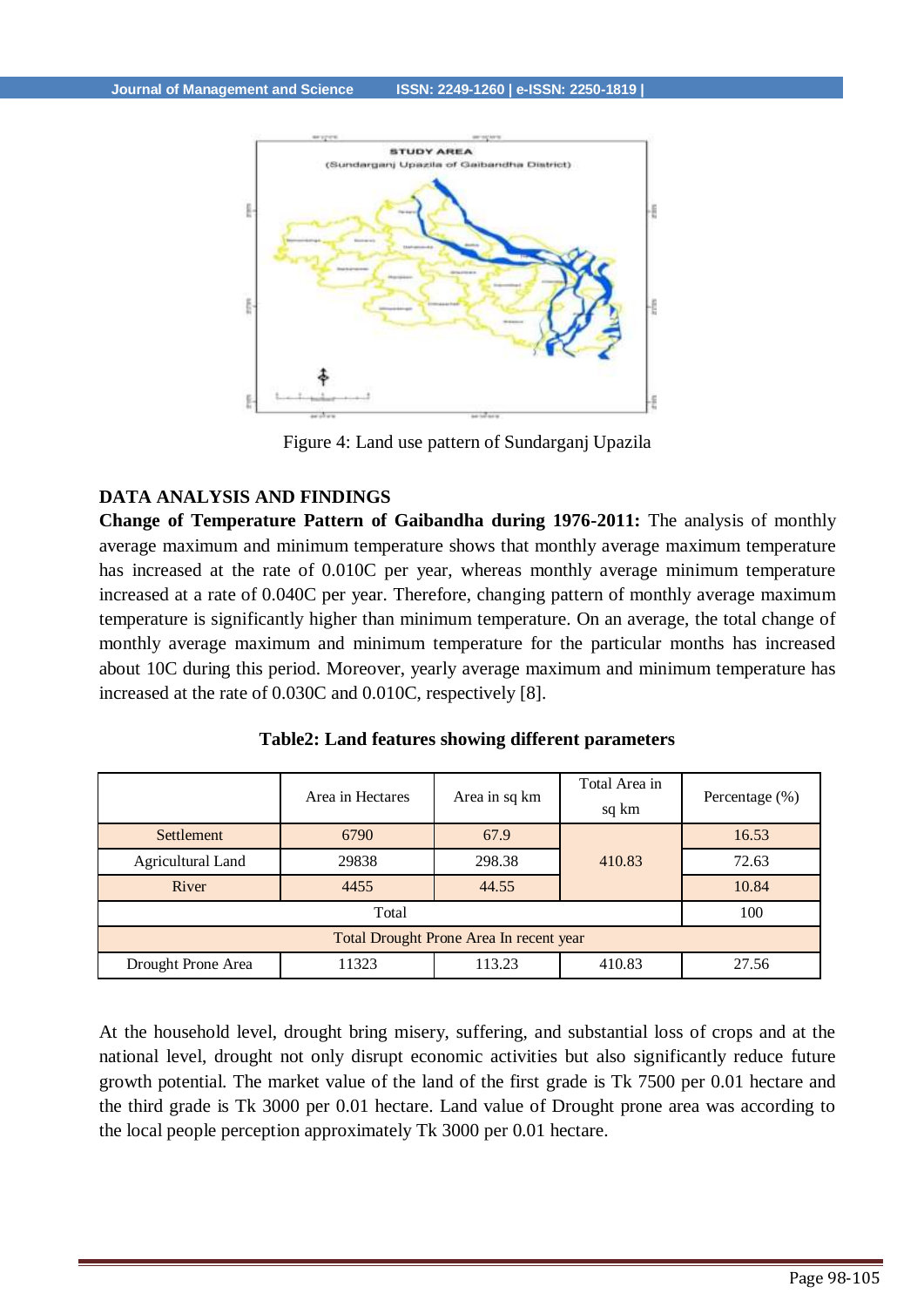Figure 4: Land use pattern of Sundarganj Upazila

## DATA ANALYSIS AND FINDINGS

**Change of Temperature Pattern of Gaibandha during 1976-2011:** The analysis of monthly average maximum and minimum temperature shows that monthly average maximum temperature has increased at the rate of 0.010C per year, whereas monthly average minimum temperature increased at a rate of 0.040C per year. Therefore, changing pattern of monthly average maximum temperature is significantly higher than minimum temperature. On an average, the total change of monthly average maximum and minimum temperature for the particular months has increased about 10C during this period. Moreover, yearly average maximum and minimum temperature has increased at the rate of 0.030C and 0.010C, respectively [8].

**Table2: Land features showing different parameters**

| | Area in Hectares | Area in sq km | Total Area in sq km | Percentage (%) |
|---|---|---|---|---|
| Settlement | 6790 | 67.9 | 410.83 | 16.53 |
| Agricultural Land | 29838 | 298.38 | | 72.63 |
| River | 4455 | 44.55 | | 10.84 |
| Total | | | | 100 |
| Total Drought Prone Area In recent year | | | | |
| Drought Prone Area | 11323 | 113.23 | 410.83 | 27.56 |

At the household level, drought bring misery, suffering, and substantial loss of crops and at the national level, drought not only disrupt economic activities but also significantly reduce future growth potential. The market value of the land of the first grade is Tk 7500 per 0.01 hectare and the third grade is Tk 3000 per 0.01 hectare. Land value of Drought prone area was according to the local people perception approximately Tk 3000 per 0.01 hectare.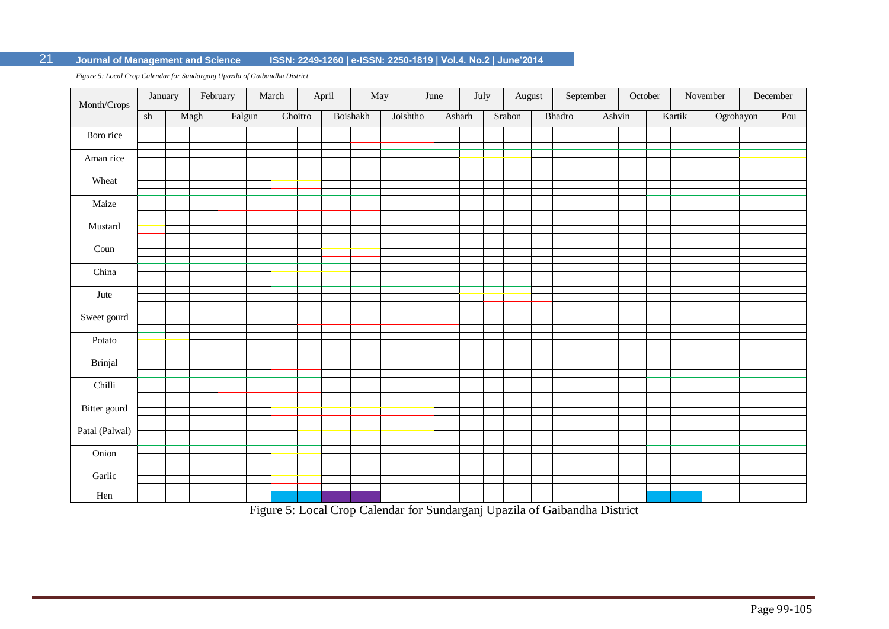*Figure 5: Local Crop Calendar for Sundarganj Upazila of Gaibandha District*

| Month/Crops | January | February | March | April | May | June | July | August | September | October | November | December |
|---|---|---|---|---|---|---|---|---|---|---|---|---|
| | sh | Magh | Falgun | Choitro | Boishakh | Joishtho | Asharh | Srabon | Bhadro | Ashvin | Kartik | Ogrohayon | Pou |
| Boro rice | | | | | | | | | | | | |
| Aman rice | | | | | | | | | | | | |
| Wheat | | | | | | | | | | | | |
| Maize | | | | | | | | | | | | |
| Mustard | | | | | | | | | | | | |
| Coun | | | | | | | | | | | | |
| China | | | | | | | | | | | | |
| Jute | | | | | | | | | | | | |
| Sweet gourd | | | | | | | | | | | | |
| Potato | | | | | | | | | | | | |
| Brinjal | | | | | | | | | | | | |
| Chilli | | | | | | | | | | | | |
| Bitter gourd | | | | | | | | | | | | |
| Patal (Palwal) | | | | | | | | | | | | |
| Onion | | | | | | | | | | | | |
| Garlic | | | | | | | | | | | | |
| Hen | | | | | | | | | | | | |

Figure 5: Local Crop Calendar for Sundarganj Upazila of Gaibandha District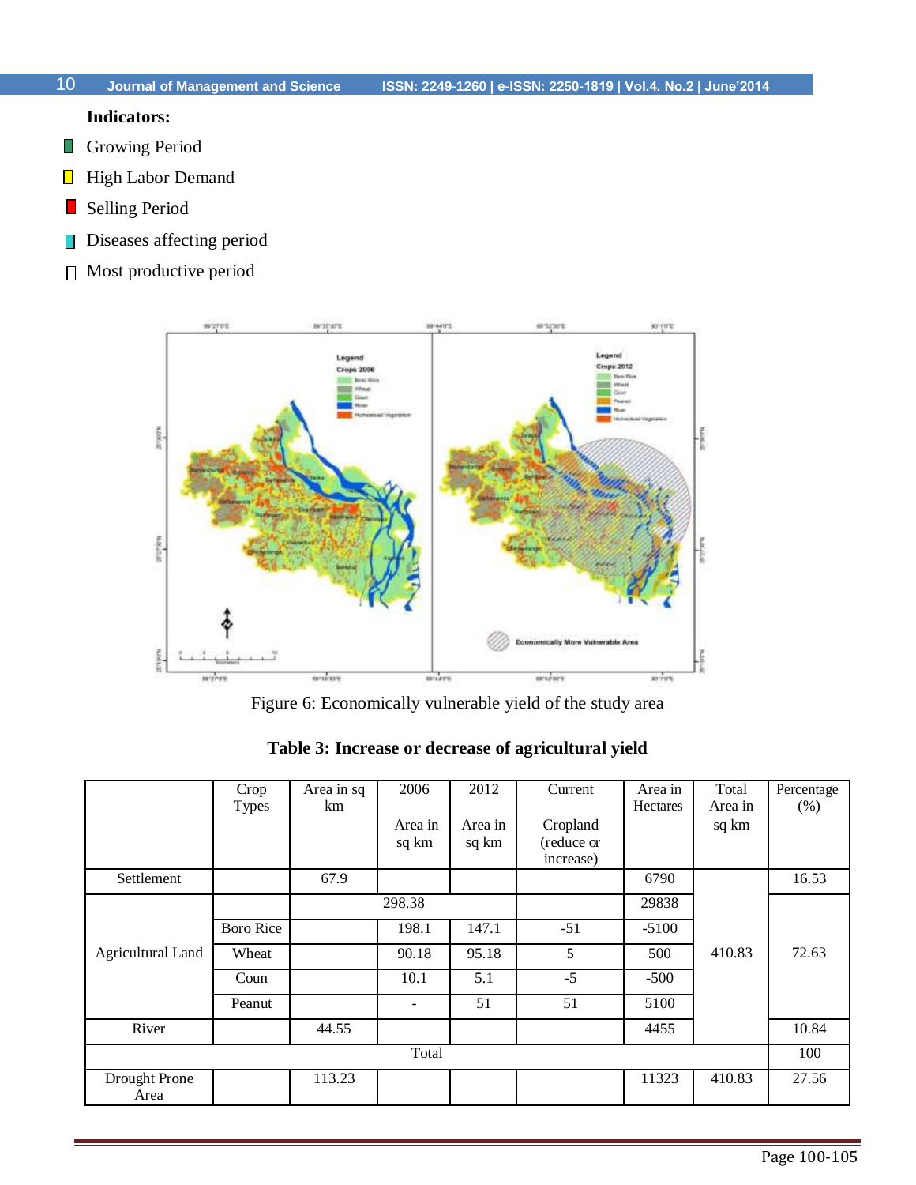**Indicators:**

- Growing Period
- High Labor Demand
- Selling Period
- Diseases affecting period
- Most productive period

Figure 6: Economically vulnerable yield of the study area

**Table 3: Increase or decrease of agricultural yield**

| | Crop Types | Area in sq km | 2006 Area in sq km | 2012 Area in sq km | Current Cropland (reduce or increase) | Area in Hectares | Total Area in sq km | Percentage (%) |
|---|---|---|---|---|---|---|---|---|
| Settlement | | 67.9 | | | | 6790 | 410.83 | 16.53 |
| Agricultural Land | | 298.38 | | | | 29838 | | 72.63 |
| | Boro Rice | | 198.1 | 147.1 | -51 | -5100 | | |
| | Wheat | | 90.18 | 95.18 | 5 | 500 | | |
| | Coun | | 10.1 | 5.1 | -5 | -500 | | |
| | Peanut | | - | 51 | 51 | 5100 | | |
| River | | 44.55 | | | | 4455 | | 10.84 |
| Total | | | | | | | | 100 |
| Drought Prone Area | | 113.23 | | | | 11323 | 410.83 | 27.56 |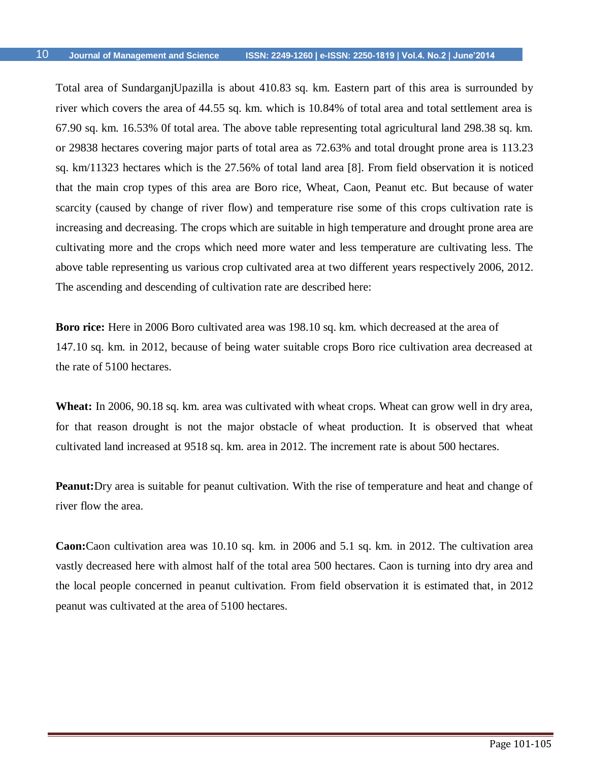Total area of SundarganjUpazilla is about 410.83 sq. km. Eastern part of this area is surrounded by river which covers the area of 44.55 sq. km. which is 10.84% of total area and total settlement area is 67.90 sq. km. 16.53% 0f total area. The above table representing total agricultural land 298.38 sq. km. or 29838 hectares covering major parts of total area as 72.63% and total drought prone area is 113.23 sq. km/11323 hectares which is the 27.56% of total land area [8]. From field observation it is noticed that the main crop types of this area are Boro rice, Wheat, Caon, Peanut etc. But because of water scarcity (caused by change of river flow) and temperature rise some of this crops cultivation rate is increasing and decreasing. The crops which are suitable in high temperature and drought prone area are cultivating more and the crops which need more water and less temperature are cultivating less. The above table representing us various crop cultivated area at two different years respectively 2006, 2012. The ascending and descending of cultivation rate are described here:

**Boro rice:** Here in 2006 Boro cultivated area was 198.10 sq. km. which decreased at the area of 147.10 sq. km. in 2012, because of being water suitable crops Boro rice cultivation area decreased at the rate of 5100 hectares.

**Wheat:** In 2006, 90.18 sq. km. area was cultivated with wheat crops. Wheat can grow well in dry area, for that reason drought is not the major obstacle of wheat production. It is observed that wheat cultivated land increased at 9518 sq. km. area in 2012. The increment rate is about 500 hectares.

**Peanut:**Dry area is suitable for peanut cultivation. With the rise of temperature and heat and change of river flow the area.

**Caon:**Caon cultivation area was 10.10 sq. km. in 2006 and 5.1 sq. km. in 2012. The cultivation area vastly decreased here with almost half of the total area 500 hectares. Caon is turning into dry area and the local people concerned in peanut cultivation. From field observation it is estimated that, in 2012 peanut was cultivated at the area of 5100 hectares.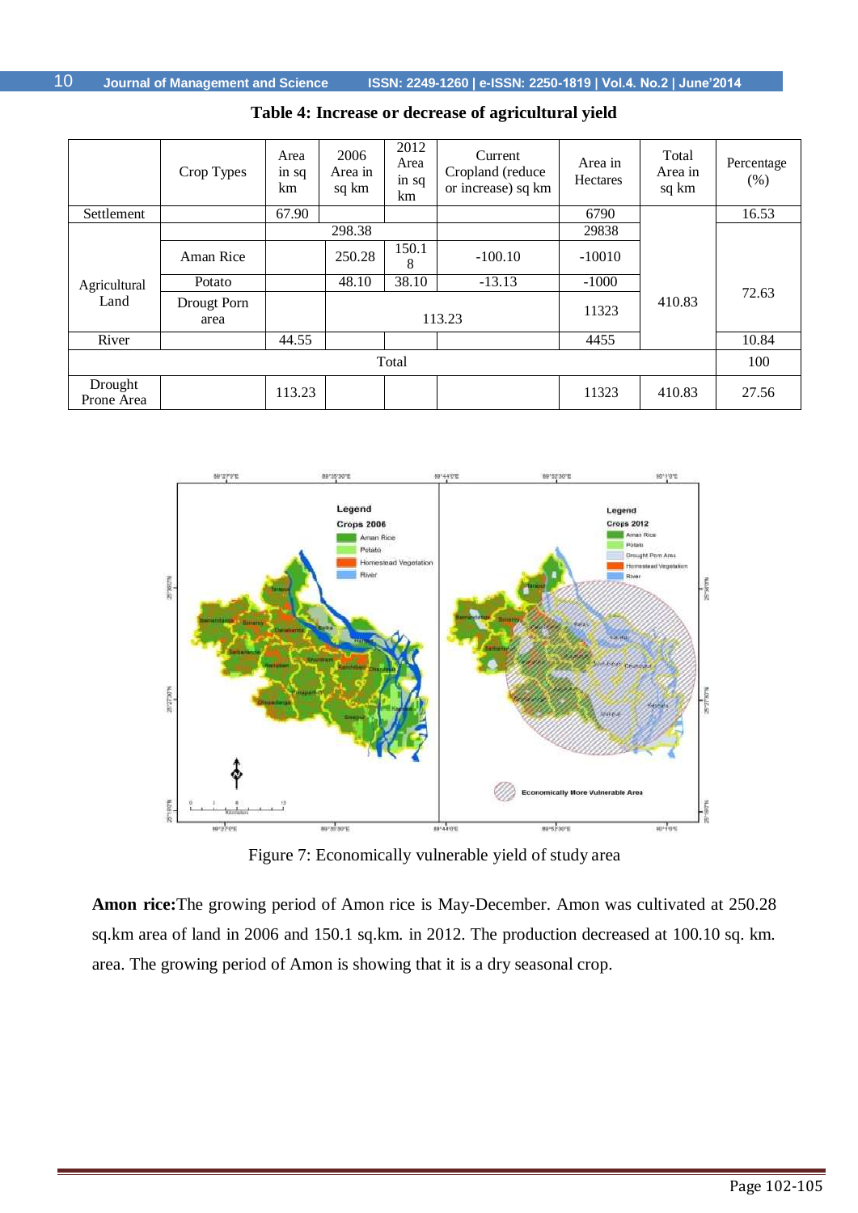**Table 4: Increase or decrease of agricultural yield**

| | Crop Types | Area in sq km | 2006 Area in sq km | 2012 Area in sq km | Current Cropland (reduce or increase) sq km | Area in Hectares | Total Area in sq km | Percentage (%) |
|---|---|---|---|---|---|---|---|---|
| Settlement | | 67.90 | | | | 6790 | 410.83 | 16.53 |
| Agricultural Land | | 298.38 | | | | 29838 | | 72.63 |
| | Aman Rice | | 250.28 | 150.18 | -100.10 | -10010 | | |
| | Potato | | 48.10 | 38.10 | -13.13 | -1000 | | |
| | Drougt Porn area | | 113.23 | | | 11323 | | |
| River | | 44.55 | | | | 4455 | | 10.84 |
| Total | | | | | | | | 100 |
| Drought Prone Area | | 113.23 | | | | 11323 | 410.83 | 27.56 |

Figure 7: Economically vulnerable yield of study area

**Amon rice:** The growing period of Amon rice is May-December. Amon was cultivated at 250.28 sq.km area of land in 2006 and 150.1 sq.km. in 2012. The production decreased at 100.10 sq. km. area. The growing period of Amon is showing that it is a dry seasonal crop.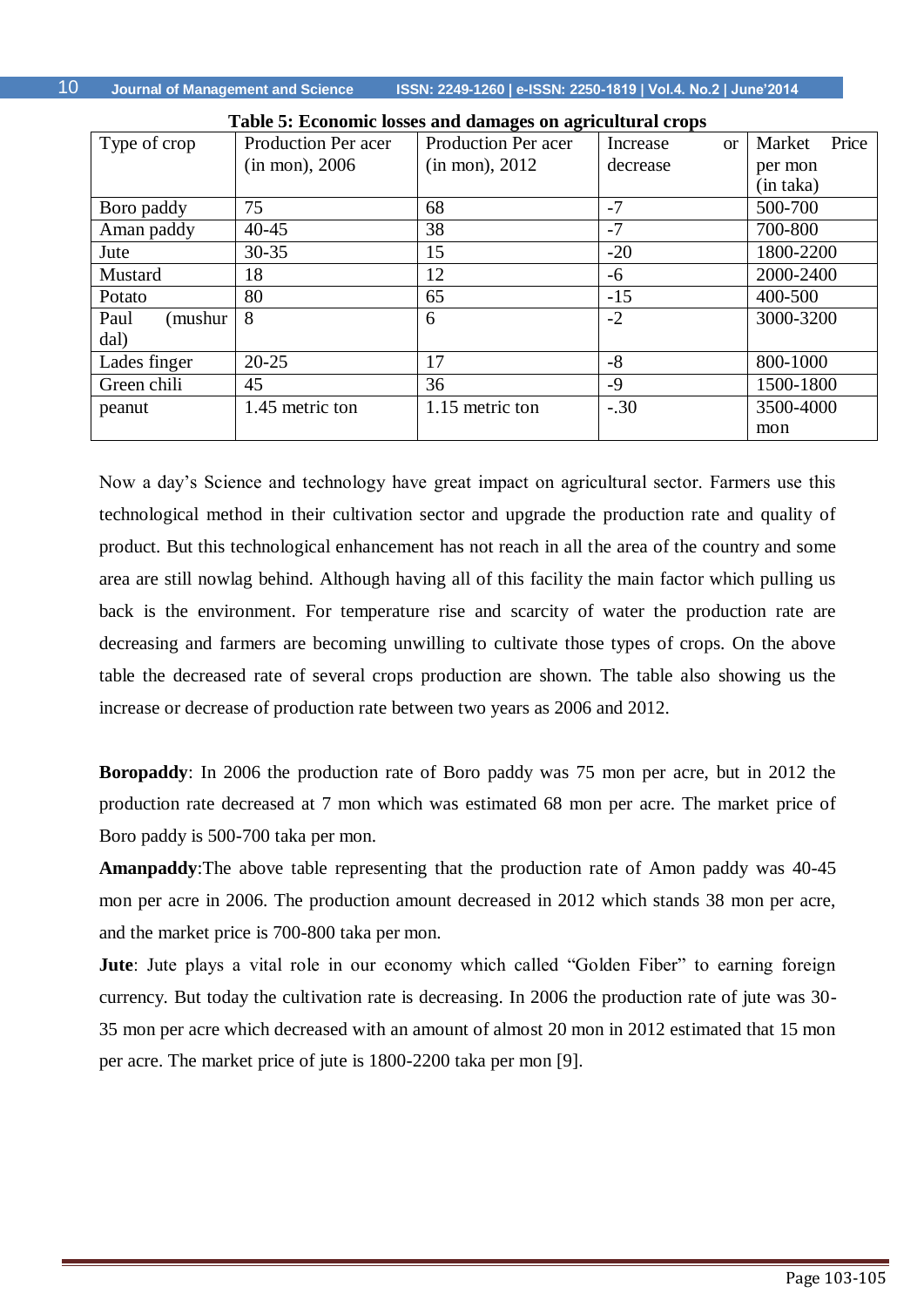**Table 5: Economic losses and damages on agricultural crops**

| Type of crop | Production Per acer (in mon), 2006 | Production Per acer (in mon), 2012 | Increase or decrease | Market Price per mon (in taka) |
|---|---|---|---|---|
| Boro paddy | 75 | 68 | -7 | 500-700 |
| Aman paddy | 40-45 | 38 | -7 | 700-800 |
| Jute | 30-35 | 15 | -20 | 1800-2200 |
| Mustard | 18 | 12 | -6 | 2000-2400 |
| Potato | 80 | 65 | -15 | 400-500 |
| Paul (mushur dal) | 8 | 6 | -2 | 3000-3200 |
| Lades finger | 20-25 | 17 | -8 | 800-1000 |
| Green chili | 45 | 36 | -9 | 1500-1800 |
| peanut | 1.45 metric ton | 1.15 metric ton | -.30 | 3500-4000 mon |

Now a day's Science and technology have great impact on agricultural sector. Farmers use this technological method in their cultivation sector and upgrade the production rate and quality of product. But this technological enhancement has not reach in all the area of the country and some area are still nowlag behind. Although having all of this facility the main factor which pulling us back is the environment. For temperature rise and scarcity of water the production rate are decreasing and farmers are becoming unwilling to cultivate those types of crops. On the above table the decreased rate of several crops production are shown. The table also showing us the increase or decrease of production rate between two years as 2006 and 2012.

**Boropaddy**: In 2006 the production rate of Boro paddy was 75 mon per acre, but in 2012 the production rate decreased at 7 mon which was estimated 68 mon per acre. The market price of Boro paddy is 500-700 taka per mon.

**Amanpaddy**:The above table representing that the production rate of Amon paddy was 40-45 mon per acre in 2006. The production amount decreased in 2012 which stands 38 mon per acre, and the market price is 700-800 taka per mon.

**Jute**: Jute plays a vital role in our economy which called "Golden Fiber" to earning foreign currency. But today the cultivation rate is decreasing. In 2006 the production rate of jute was 30-35 mon per acre which decreased with an amount of almost 20 mon in 2012 estimated that 15 mon per acre. The market price of jute is 1800-2200 taka per mon [9].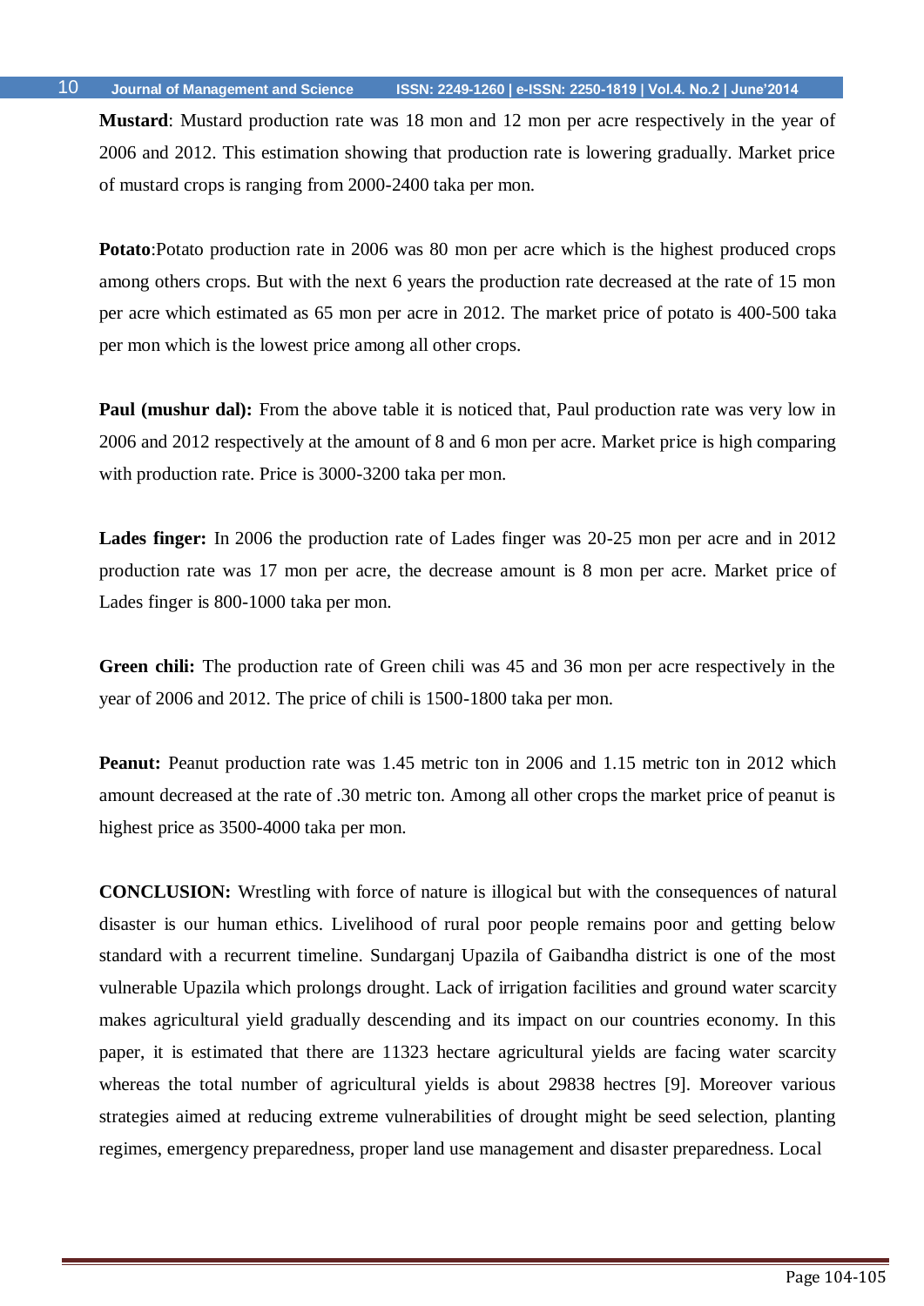**Mustard**: Mustard production rate was 18 mon and 12 mon per acre respectively in the year of 2006 and 2012. This estimation showing that production rate is lowering gradually. Market price of mustard crops is ranging from 2000-2400 taka per mon.

**Potato**:Potato production rate in 2006 was 80 mon per acre which is the highest produced crops among others crops. But with the next 6 years the production rate decreased at the rate of 15 mon per acre which estimated as 65 mon per acre in 2012. The market price of potato is 400-500 taka per mon which is the lowest price among all other crops.

**Paul (mushur dal):** From the above table it is noticed that, Paul production rate was very low in 2006 and 2012 respectively at the amount of 8 and 6 mon per acre. Market price is high comparing with production rate. Price is 3000-3200 taka per mon.

**Lades finger:** In 2006 the production rate of Lades finger was 20-25 mon per acre and in 2012 production rate was 17 mon per acre, the decrease amount is 8 mon per acre. Market price of Lades finger is 800-1000 taka per mon.

**Green chili:** The production rate of Green chili was 45 and 36 mon per acre respectively in the year of 2006 and 2012. The price of chili is 1500-1800 taka per mon.

**Peanut:** Peanut production rate was 1.45 metric ton in 2006 and 1.15 metric ton in 2012 which amount decreased at the rate of .30 metric ton. Among all other crops the market price of peanut is highest price as 3500-4000 taka per mon.

**CONCLUSION:** Wrestling with force of nature is illogical but with the consequences of natural disaster is our human ethics. Livelihood of rural poor people remains poor and getting below standard with a recurrent timeline. Sundarganj Upazila of Gaibandha district is one of the most vulnerable Upazila which prolongs drought. Lack of irrigation facilities and ground water scarcity makes agricultural yield gradually descending and its impact on our countries economy. In this paper, it is estimated that there are 11323 hectare agricultural yields are facing water scarcity whereas the total number of agricultural yields is about 29838 hectres [9]. Moreover various strategies aimed at reducing extreme vulnerabilities of drought might be seed selection, planting regimes, emergency preparedness, proper land use management and disaster preparedness. Local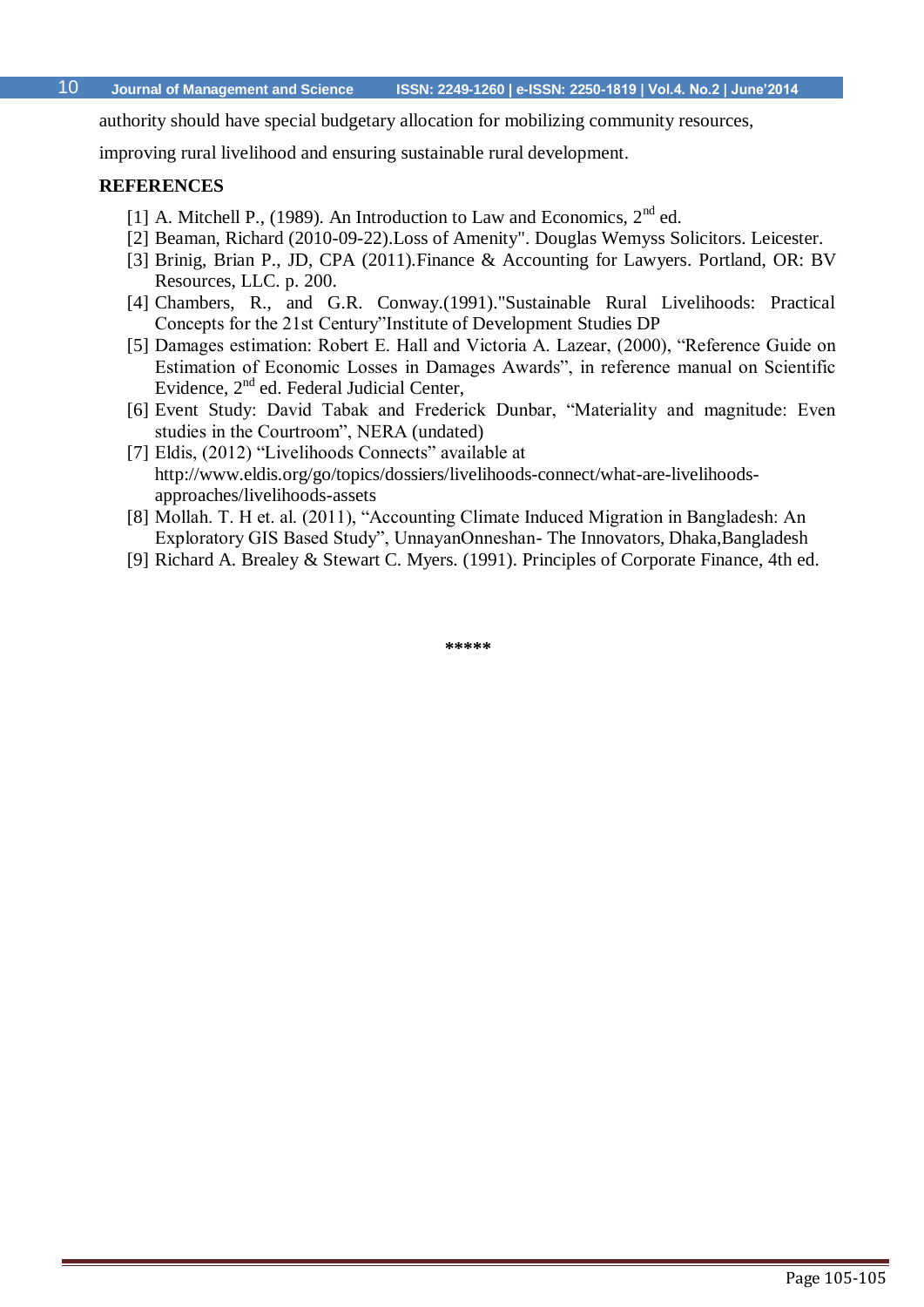authority should have special budgetary allocation for mobilizing community resources, improving rural livelihood and ensuring sustainable rural development.

## REFERENCES

[1] A. Mitchell P., (1989). An Introduction to Law and Economics, 2nd ed.

[2] Beaman, Richard (2010-09-22).Loss of Amenity". Douglas Wemyss Solicitors. Leicester.

[3] Brinig, Brian P., JD, CPA (2011).Finance & Accounting for Lawyers. Portland, OR: BV Resources, LLC. p. 200.

[4] Chambers, R., and G.R. Conway.(1991)."Sustainable Rural Livelihoods: Practical Concepts for the 21st Century"Institute of Development Studies DP

[5] Damages estimation: Robert E. Hall and Victoria A. Lazear, (2000), "Reference Guide on Estimation of Economic Losses in Damages Awards", in reference manual on Scientific Evidence, 2nd ed. Federal Judicial Center,

[6] Event Study: David Tabak and Frederick Dunbar, "Materiality and magnitude: Even studies in the Courtroom", NERA (undated)

[7] Eldis, (2012) "Livelihoods Connects" available at http://www.eldis.org/go/topics/dossiers/livelihoods-connect/what-are-livelihoods-approaches/livelihoods-assets

[8] Mollah. T. H et. al. (2011), "Accounting Climate Induced Migration in Bangladesh: An Exploratory GIS Based Study", UnnayanOnneshan- The Innovators, Dhaka,Bangladesh

[9] Richard A. Brealey & Stewart C. Myers. (1991). Principles of Corporate Finance, 4th ed.

*****